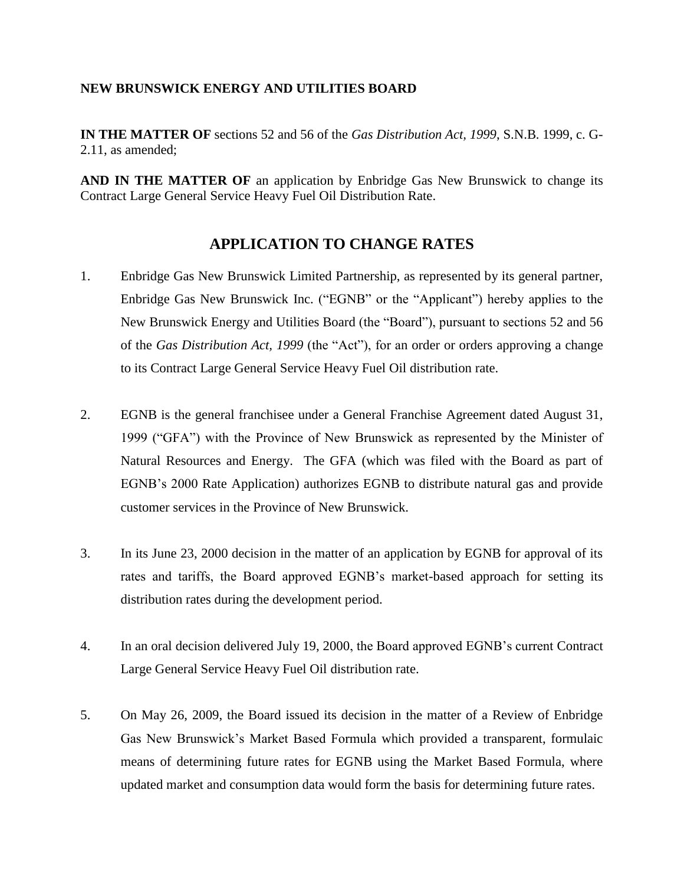**NEW BRUNSWICK ENERGY AND UTILITIES BOARD**

**IN THE MATTER OF** sections 52 and 56 of the *Gas Distribution Act, 1999*, S.N.B. 1999, c. G-2.11, as amended;

**AND IN THE MATTER OF** an application by Enbridge Gas New Brunswick to change its Contract Large General Service Heavy Fuel Oil Distribution Rate.

## APPLICATION TO CHANGE RATES

1. Enbridge Gas New Brunswick Limited Partnership, as represented by its general partner, Enbridge Gas New Brunswick Inc. ("EGNB" or the "Applicant") hereby applies to the New Brunswick Energy and Utilities Board (the "Board"), pursuant to sections 52 and 56 of the *Gas Distribution Act, 1999* (the "Act"), for an order or orders approving a change to its Contract Large General Service Heavy Fuel Oil distribution rate.

2. EGNB is the general franchisee under a General Franchise Agreement dated August 31, 1999 ("GFA") with the Province of New Brunswick as represented by the Minister of Natural Resources and Energy. The GFA (which was filed with the Board as part of EGNB's 2000 Rate Application) authorizes EGNB to distribute natural gas and provide customer services in the Province of New Brunswick.

3. In its June 23, 2000 decision in the matter of an application by EGNB for approval of its rates and tariffs, the Board approved EGNB's market-based approach for setting its distribution rates during the development period.

4. In an oral decision delivered July 19, 2000, the Board approved EGNB's current Contract Large General Service Heavy Fuel Oil distribution rate.

5. On May 26, 2009, the Board issued its decision in the matter of a Review of Enbridge Gas New Brunswick's Market Based Formula which provided a transparent, formulaic means of determining future rates for EGNB using the Market Based Formula, where updated market and consumption data would form the basis for determining future rates.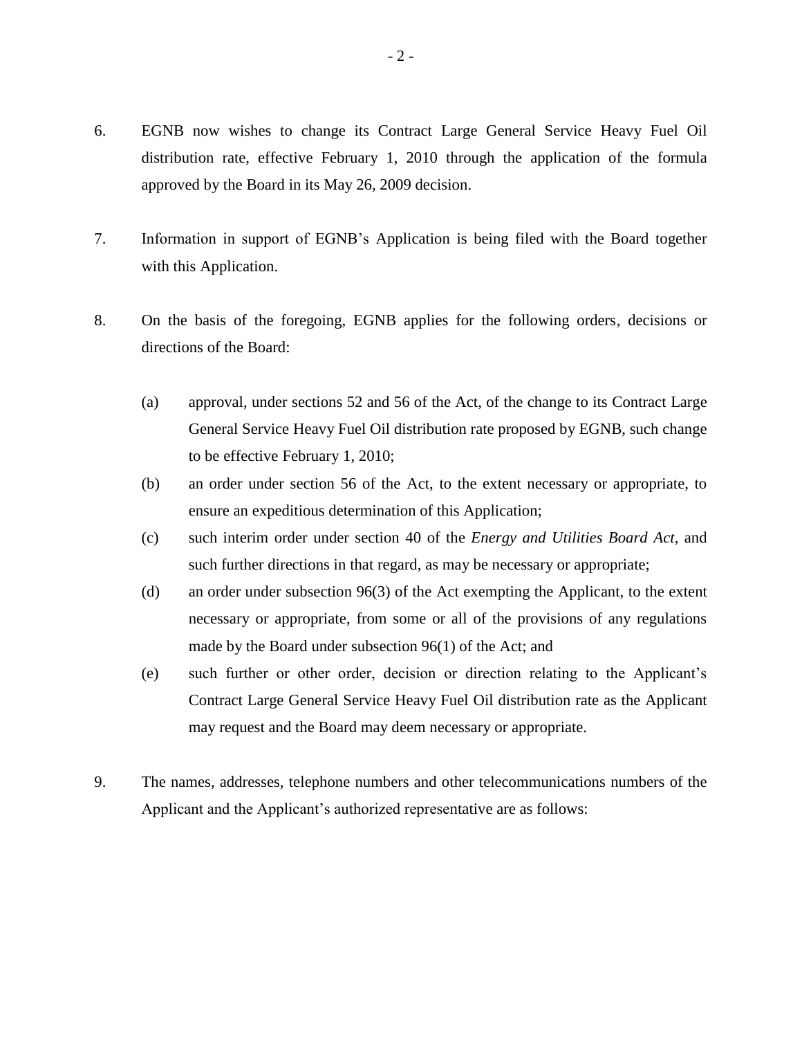6. EGNB now wishes to change its Contract Large General Service Heavy Fuel Oil distribution rate, effective February 1, 2010 through the application of the formula approved by the Board in its May 26, 2009 decision.

7. Information in support of EGNB's Application is being filed with the Board together with this Application.

8. On the basis of the foregoing, EGNB applies for the following orders, decisions or directions of the Board:

   (a) approval, under sections 52 and 56 of the Act, of the change to its Contract Large General Service Heavy Fuel Oil distribution rate proposed by EGNB, such change to be effective February 1, 2010;

   (b) an order under section 56 of the Act, to the extent necessary or appropriate, to ensure an expeditious determination of this Application;

   (c) such interim order under section 40 of the *Energy and Utilities Board Act*, and such further directions in that regard, as may be necessary or appropriate;

   (d) an order under subsection 96(3) of the Act exempting the Applicant, to the extent necessary or appropriate, from some or all of the provisions of any regulations made by the Board under subsection 96(1) of the Act; and

   (e) such further or other order, decision or direction relating to the Applicant's Contract Large General Service Heavy Fuel Oil distribution rate as the Applicant may request and the Board may deem necessary or appropriate.

9. The names, addresses, telephone numbers and other telecommunications numbers of the Applicant and the Applicant's authorized representative are as follows: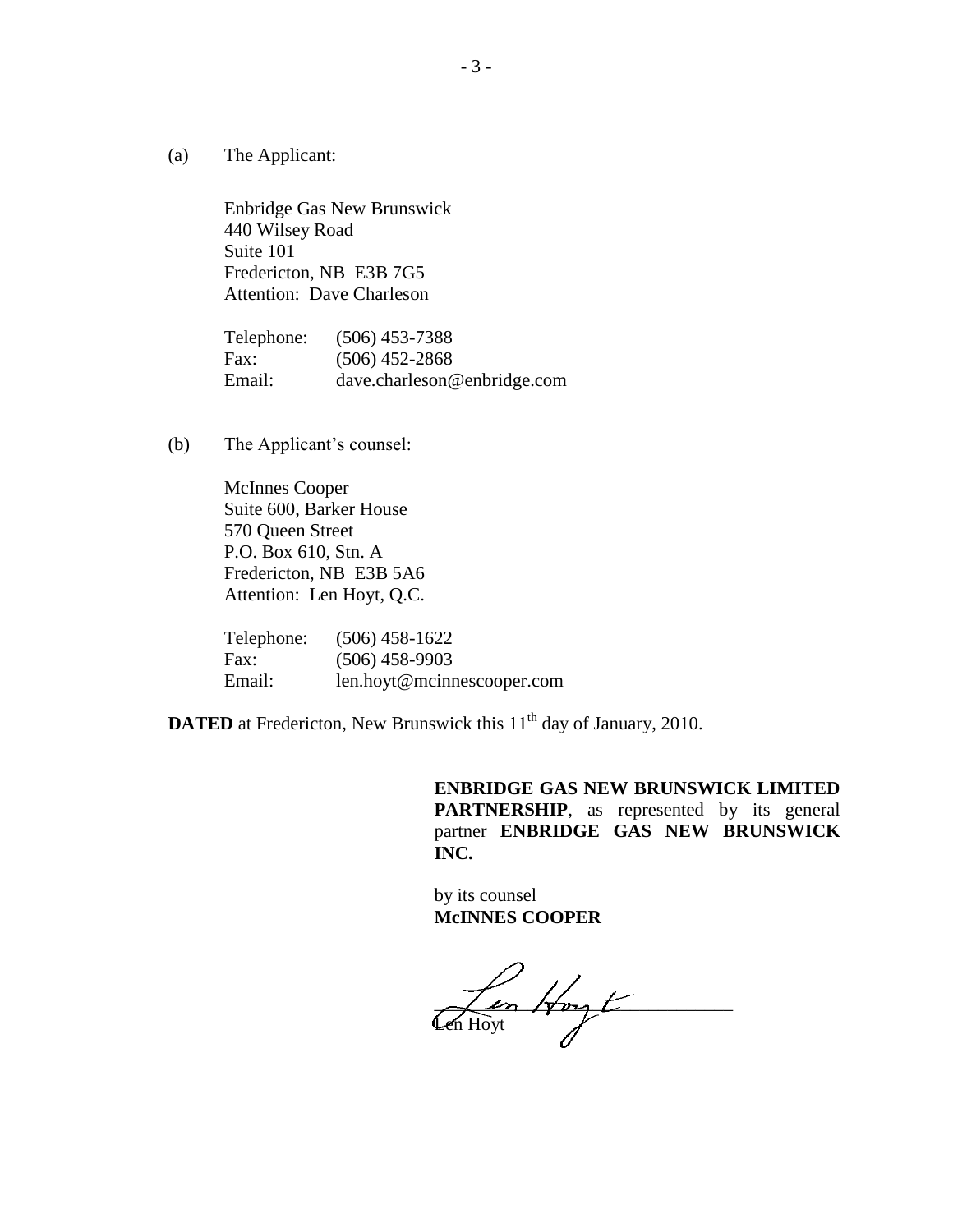(a) The Applicant:

Enbridge Gas New Brunswick
440 Wilsey Road
Suite 101
Fredericton, NB E3B 7G5
Attention: Dave Charleson

| | |
|---|---|
| Telephone: | (506) 453-7388 |
| Fax: | (506) 452-2868 |
| Email: | dave.charleson@enbridge.com |

(b) The Applicant's counsel:

McInnes Cooper
Suite 600, Barker House
570 Queen Street
P.O. Box 610, Stn. A
Fredericton, NB E3B 5A6
Attention: Len Hoyt, Q.C.

| | |
|---|---|
| Telephone: | (506) 458-1622 |
| Fax: | (506) 458-9903 |
| Email: | len.hoyt@mcinnescooper.com |

**DATED** at Fredericton, New Brunswick this 11th day of January, 2010.

**ENBRIDGE GAS NEW BRUNSWICK LIMITED PARTNERSHIP**, as represented by its general partner **ENBRIDGE GAS NEW BRUNSWICK INC.**

by its counsel
**McINNES COOPER**

Len Hoyt